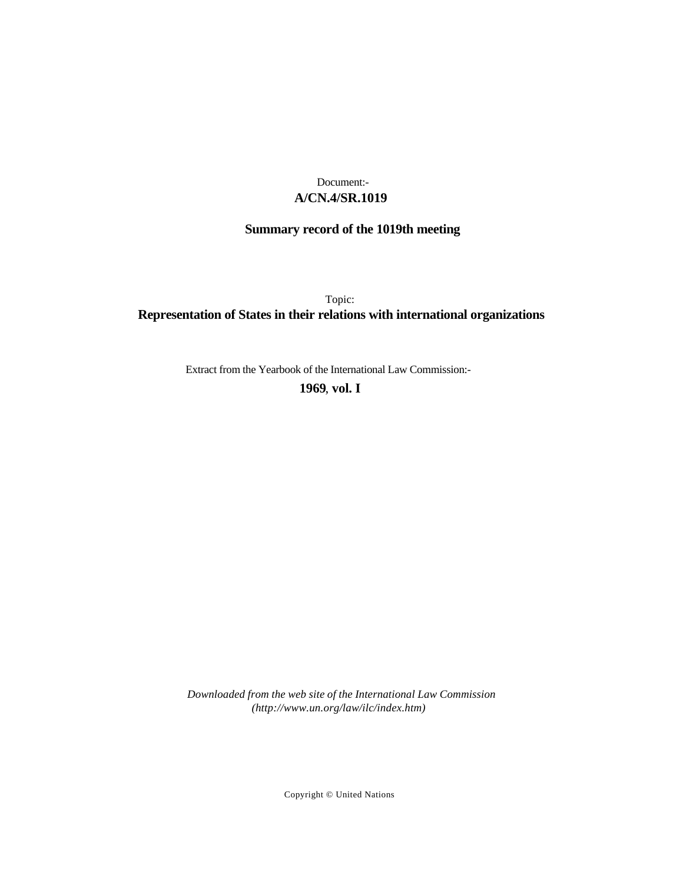Document:-
**A/CN.4/SR.1019**

**Summary record of the 1019th meeting**

Topic:
**Representation of States in their relations with international organizations**

Extract from the Yearbook of the International Law Commission:-
**1969**, **vol. I**

*Downloaded from the web site of the International Law Commission (http://www.un.org/law/ilc/index.htm)*

Copyright © United Nations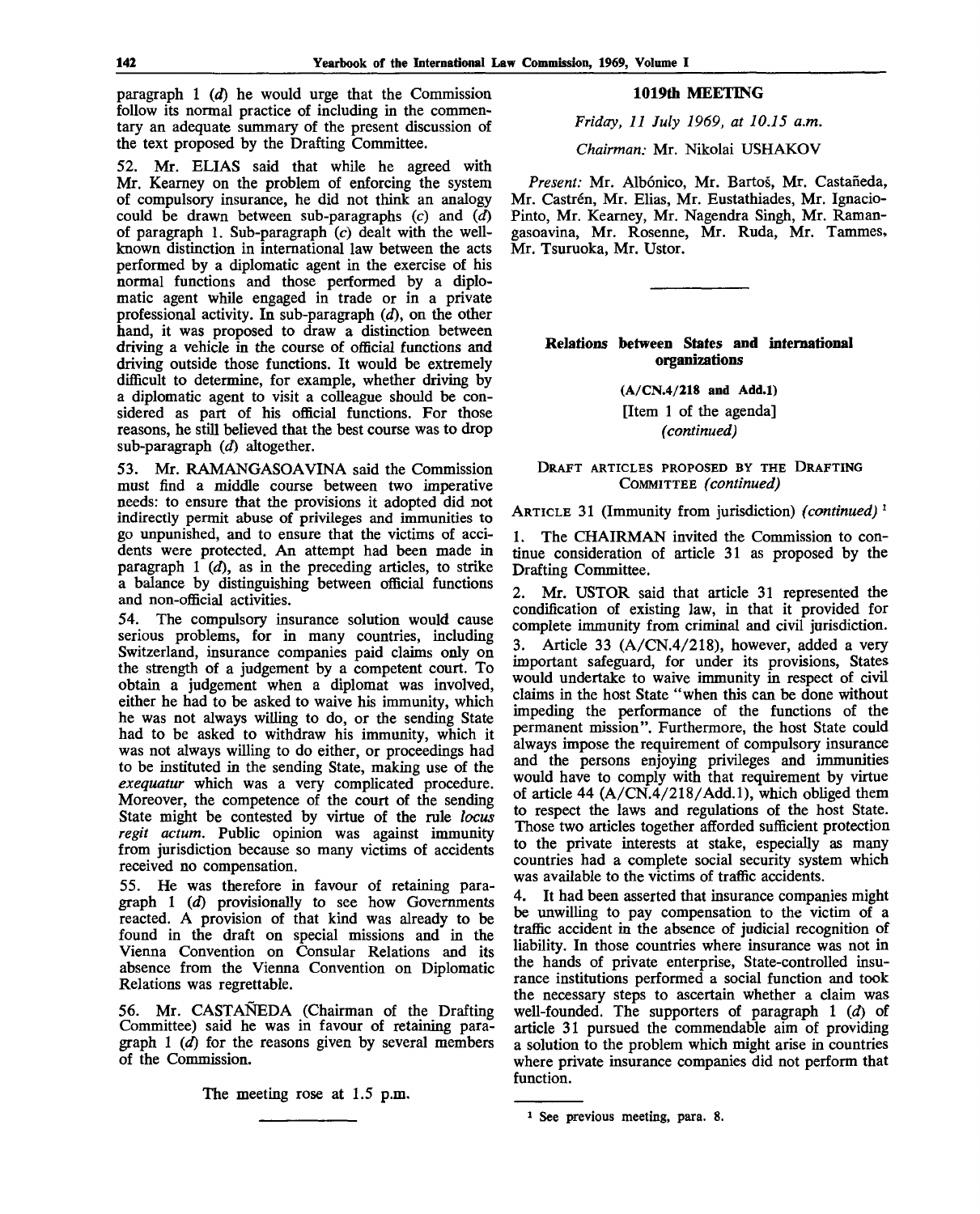paragraph 1 (*d*) he would urge that the Commission follow its normal practice of including in the commentary an adequate summary of the present discussion of the text proposed by the Drafting Committee.

52. Mr. ELIAS said that while he agreed with Mr. Kearney on the problem of enforcing the system of compulsory insurance, he did not think an analogy could be drawn between sub-paragraphs (*c*) and (*d*) of paragraph 1. Sub-paragraph (*c*) dealt with the well-known distinction in international law between the acts performed by a diplomatic agent in the exercise of his normal functions and those performed by a diplomatic agent while engaged in trade or in a private professional activity. In sub-paragraph (*d*), on the other hand, it was proposed to draw a distinction between driving a vehicle in the course of official functions and driving outside those functions. It would be extremely difficult to determine, for example, whether driving by a diplomatic agent to visit a colleague should be considered as part of his official functions. For those reasons, he still believed that the best course was to drop sub-paragraph (*d*) altogether.

53. Mr. RAMANGASOAVINA said the Commission must find a middle course between two imperative needs: to ensure that the provisions it adopted did not indirectly permit abuse of privileges and immunities to go unpunished, and to ensure that the victims of accidents were protected. An attempt had been made in paragraph 1 (*d*), as in the preceding articles, to strike a balance by distinguishing between official functions and non-official activities.

54. The compulsory insurance solution would cause serious problems, for in many countries, including Switzerland, insurance companies paid claims only on the strength of a judgement by a competent court. To obtain a judgement when a diplomat was involved, either he had to be asked to waive his immunity, which he was not always willing to do, or the sending State had to be asked to withdraw his immunity, which it was not always willing to do either, or proceedings had to be instituted in the sending State, making use of the *exequatur* which was a very complicated procedure. Moreover, the competence of the court of the sending State might be contested by virtue of the rule *locus regit actum*. Public opinion was against immunity from jurisdiction because so many victims of accidents received no compensation.

55. He was therefore in favour of retaining paragraph 1 (*d*) provisionally to see how Governments reacted. A provision of that kind was already to be found in the draft on special missions and in the Vienna Convention on Consular Relations and its absence from the Vienna Convention on Diplomatic Relations was regrettable.

56. Mr. CASTAÑEDA (Chairman of the Drafting Committee) said he was in favour of retaining paragraph 1 (*d*) for the reasons given by several members of the Commission.

The meeting rose at 1.5 p.m.

## 1019th MEETING

*Friday, 11 July 1969, at 10.15 a.m.*

*Chairman:* Mr. Nikolai USHAKOV

*Present:* Mr. Albónico, Mr. Bartoš, Mr. Castañeda, Mr. Castrén, Mr. Elias, Mr. Eustathiades, Mr. Ignacio-Pinto, Mr. Kearney, Mr. Nagendra Singh, Mr. Ramangasoavina, Mr. Rosenne, Mr. Ruda, Mr. Tammes, Mr. Tsuruoka, Mr. Ustor.

### Relations between States and international organizations

**(A/CN.4/218 and Add.1)**

[Item 1 of the agenda]

*(continued)*

#### DRAFT ARTICLES PROPOSED BY THE DRAFTING COMMITTEE *(continued)*

ARTICLE 31 (Immunity from jurisdiction) *(continued)* [1]

1. The CHAIRMAN invited the Commission to continue consideration of article 31 as proposed by the Drafting Committee.

2. Mr. USTOR said that article 31 represented the condification of existing law, in that it provided for complete immunity from criminal and civil jurisdiction.

3. Article 33 (A/CN.4/218), however, added a very important safeguard, for under its provisions, States would undertake to waive immunity in respect of civil claims in the host State "when this can be done without impeding the performance of the functions of the permanent mission". Furthermore, the host State could always impose the requirement of compulsory insurance and the persons enjoying privileges and immunities would have to comply with that requirement by virtue of article 44 (A/CN.4/218/Add.1), which obliged them to respect the laws and regulations of the host State. Those two articles together afforded sufficient protection to the private interests at stake, especially as many countries had a complete social security system which was available to the victims of traffic accidents.

4. It had been asserted that insurance companies might be unwilling to pay compensation to the victim of a traffic accident in the absence of judicial recognition of liability. In those countries where insurance was not in the hands of private enterprise, State-controlled insurance institutions performed a social function and took the necessary steps to ascertain whether a claim was well-founded. The supporters of paragraph 1 (*d*) of article 31 pursued the commendable aim of providing a solution to the problem which might arise in countries where private insurance companies did not perform that function.

---

[1] See previous meeting, para. 8.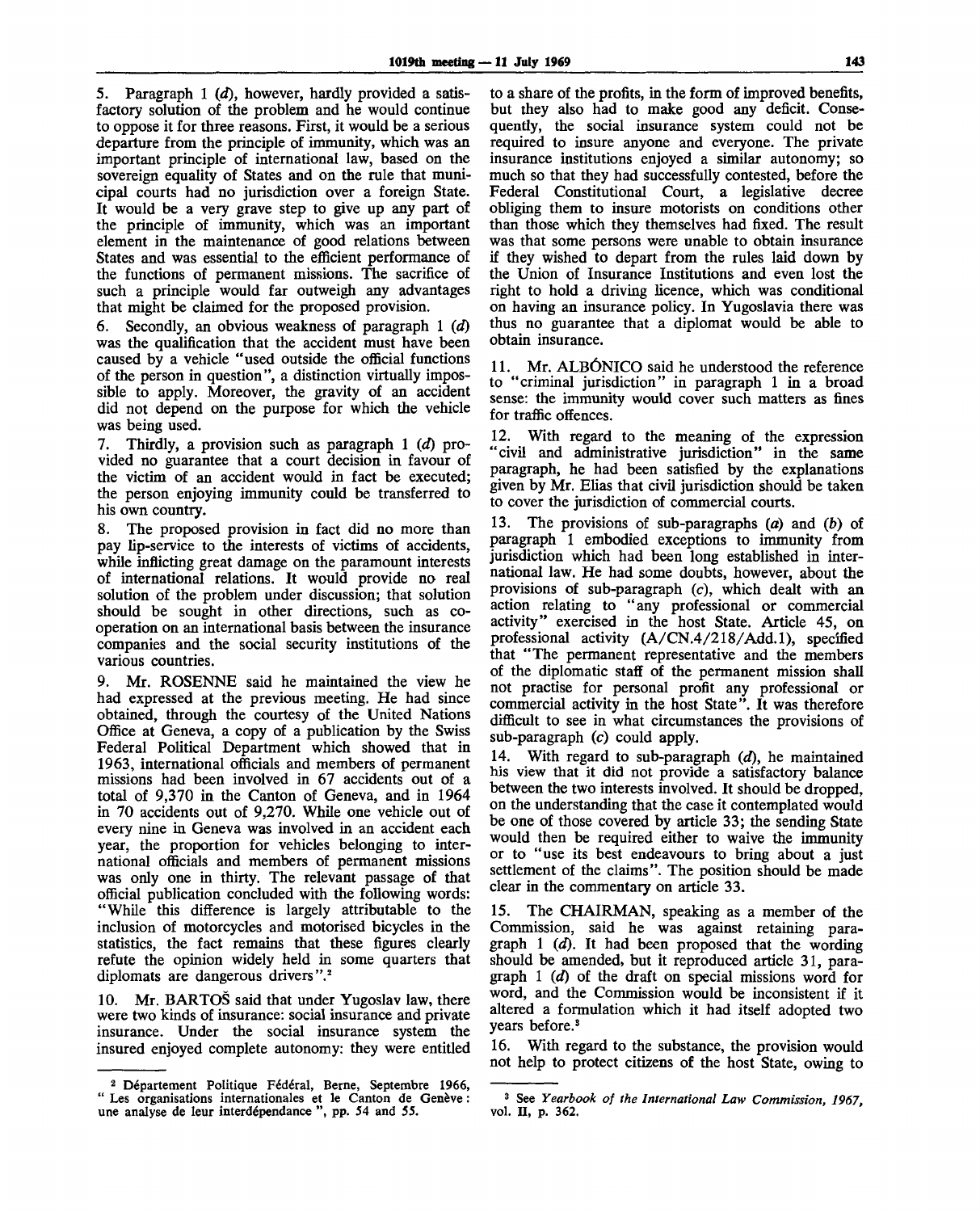5. Paragraph 1 (*d*), however, hardly provided a satisfactory solution of the problem and he would continue to oppose it for three reasons. First, it would be a serious departure from the principle of immunity, which was an important principle of international law, based on the sovereign equality of States and on the rule that municipal courts had no jurisdiction over a foreign State. It would be a very grave step to give up any part of the principle of immunity, which was an important element in the maintenance of good relations between States and was essential to the efficient performance of the functions of permanent missions. The sacrifice of such a principle would far outweigh any advantages that might be claimed for the proposed provision.

6. Secondly, an obvious weakness of paragraph 1 (*d*) was the qualification that the accident must have been caused by a vehicle "used outside the official functions of the person in question", a distinction virtually impossible to apply. Moreover, the gravity of an accident did not depend on the purpose for which the vehicle was being used.

7. Thirdly, a provision such as paragraph 1 (*d*) provided no guarantee that a court decision in favour of the victim of an accident would in fact be executed; the person enjoying immunity could be transferred to his own country.

8. The proposed provision in fact did no more than pay lip-service to the interests of victims of accidents, while inflicting great damage on the paramount interests of international relations. It would provide no real solution of the problem under discussion; that solution should be sought in other directions, such as co-operation on an international basis between the insurance companies and the social security institutions of the various countries.

9. Mr. ROSENNE said he maintained the view he had expressed at the previous meeting. He had since obtained, through the courtesy of the United Nations Office at Geneva, a copy of a publication by the Swiss Federal Political Department which showed that in 1963, international officials and members of permanent missions had been involved in 67 accidents out of a total of 9,370 in the Canton of Geneva, and in 1964 in 70 accidents out of 9,270. While one vehicle out of every nine in Geneva was involved in an accident each year, the proportion for vehicles belonging to international officials and members of permanent missions was only one in thirty. The relevant passage of that official publication concluded with the following words: "While this difference is largely attributable to the inclusion of motorcycles and motorised bicycles in the statistics, the fact remains that these figures clearly refute the opinion widely held in some quarters that diplomats are dangerous drivers".[2]

10. Mr. BARTOŠ said that under Yugoslav law, there were two kinds of insurance: social insurance and private insurance. Under the social insurance system the insured enjoyed complete autonomy: they were entitled to a share of the profits, in the form of improved benefits, but they also had to make good any deficit. Consequently, the social insurance system could not be required to insure anyone and everyone. The private insurance institutions enjoyed a similar autonomy; so much so that they had successfully contested, before the Federal Constitutional Court, a legislative decree obliging them to insure motorists on conditions other than those which they themselves had fixed. The result was that some persons were unable to obtain insurance if they wished to depart from the rules laid down by the Union of Insurance Institutions and even lost the right to hold a driving licence, which was conditional on having an insurance policy. In Yugoslavia there was thus no guarantee that a diplomat would be able to obtain insurance.

11. Mr. ALBÓNICO said he understood the reference to "criminal jurisdiction" in paragraph 1 in a broad sense: the immunity would cover such matters as fines for traffic offences.

12. With regard to the meaning of the expression "civil and administrative jurisdiction" in the same paragraph, he had been satisfied by the explanations given by Mr. Elias that civil jurisdiction should be taken to cover the jurisdiction of commercial courts.

13. The provisions of sub-paragraphs (*a*) and (*b*) of paragraph 1 embodied exceptions to immunity from jurisdiction which had been long established in international law. He had some doubts, however, about the provisions of sub-paragraph (*c*), which dealt with an action relating to "any professional or commercial activity" exercised in the host State. Article 45, on professional activity (A/CN.4/218/Add.1), specified that "The permanent representative and the members of the diplomatic staff of the permanent mission shall not practise for personal profit any professional or commercial activity in the host State". It was therefore difficult to see in what circumstances the provisions of sub-paragraph (*c*) could apply.

14. With regard to sub-paragraph (*d*), he maintained his view that it did not provide a satisfactory balance between the two interests involved. It should be dropped, on the understanding that the case it contemplated would be one of those covered by article 33; the sending State would then be required either to waive the immunity or to "use its best endeavours to bring about a just settlement of the claims". The position should be made clear in the commentary on article 33.

15. The CHAIRMAN, speaking as a member of the Commission, said he was against retaining paragraph 1 (*d*). It had been proposed that the wording should be amended, but it reproduced article 31, paragraph 1 (*d*) of the draft on special missions word for word, and the Commission would be inconsistent if it altered a formulation which it had itself adopted two years before.[3]

16. With regard to the substance, the provision would not help to protect citizens of the host State, owing to

---

[2] Département Politique Fédéral, Berne, Septembre 1966, " Les organisations internationales et le Canton de Genève : une analyse de leur interdépendance ", pp. 54 and 55.

[3] See *Yearbook of the International Law Commission, 1967*, vol. II, p. 362.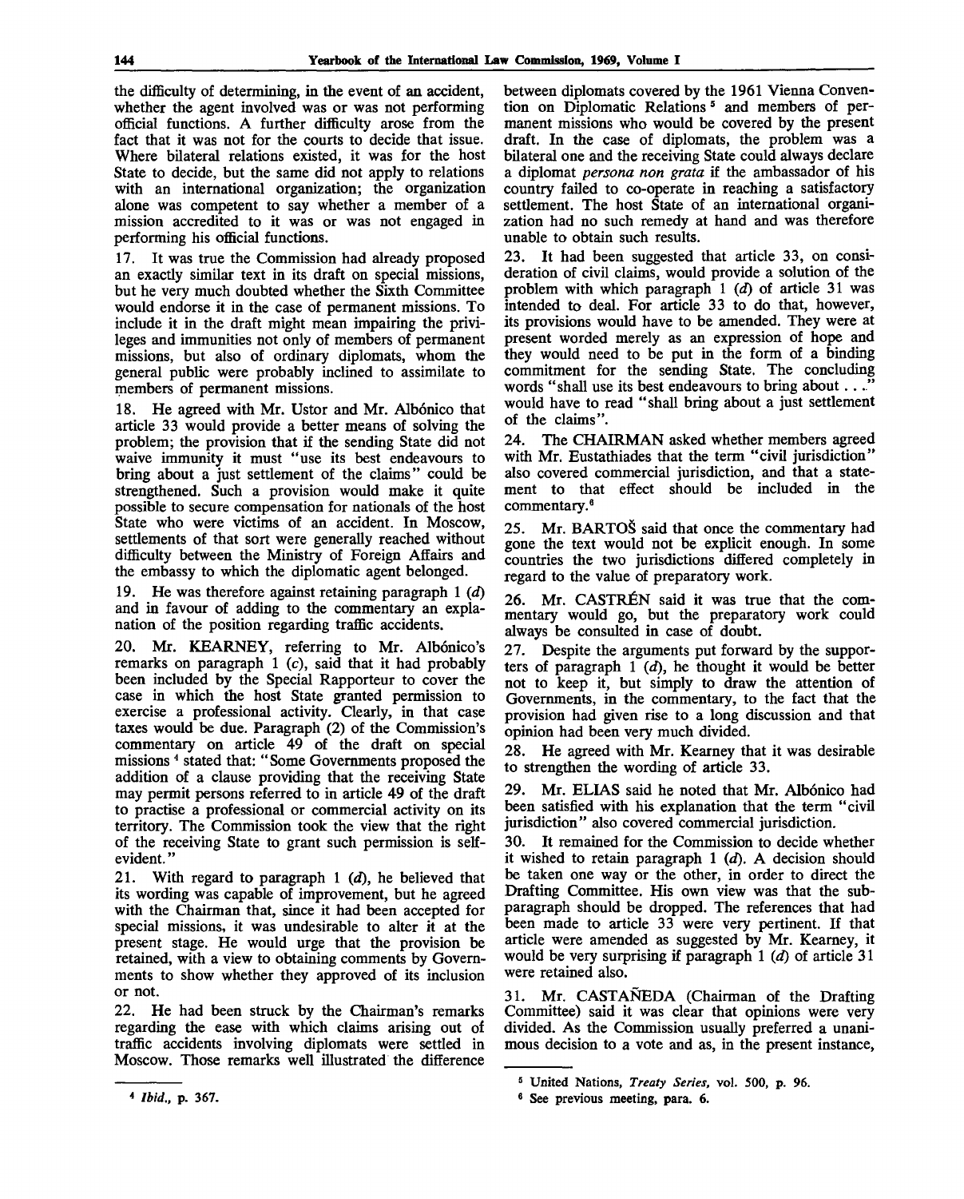the difficulty of determining, in the event of an accident, whether the agent involved was or was not performing official functions. A further difficulty arose from the fact that it was not for the courts to decide that issue. Where bilateral relations existed, it was for the host State to decide, but the same did not apply to relations with an international organization; the organization alone was competent to say whether a member of a mission accredited to it was or was not engaged in performing his official functions.

17. It was true the Commission had already proposed an exactly similar text in its draft on special missions, but he very much doubted whether the Sixth Committee would endorse it in the case of permanent missions. To include it in the draft might mean impairing the privileges and immunities not only of members of permanent missions, but also of ordinary diplomats, whom the general public were probably inclined to assimilate to members of permanent missions.

18. He agreed with Mr. Ustor and Mr. Albónico that article 33 would provide a better means of solving the problem; the provision that if the sending State did not waive immunity it must "use its best endeavours to bring about a just settlement of the claims" could be strengthened. Such a provision would make it quite possible to secure compensation for nationals of the host State who were victims of an accident. In Moscow, settlements of that sort were generally reached without difficulty between the Ministry of Foreign Affairs and the embassy to which the diplomatic agent belonged.

19. He was therefore against retaining paragraph 1 (*d*) and in favour of adding to the commentary an explanation of the position regarding traffic accidents.

20. Mr. KEARNEY, referring to Mr. Albónico's remarks on paragraph 1 (*c*), said that it had probably been included by the Special Rapporteur to cover the case in which the host State granted permission to exercise a professional activity. Clearly, in that case taxes would be due. Paragraph (2) of the Commission's commentary on article 49 of the draft on special missions [4] stated that: "Some Governments proposed the addition of a clause providing that the receiving State may permit persons referred to in article 49 of the draft to practise a professional or commercial activity on its territory. The Commission took the view that the right of the receiving State to grant such permission is self-evident."

21. With regard to paragraph 1 (*d*), he believed that its wording was capable of improvement, but he agreed with the Chairman that, since it had been accepted for special missions, it was undesirable to alter it at the present stage. He would urge that the provision be retained, with a view to obtaining comments by Governments to show whether they approved of its inclusion or not.

22. He had been struck by the Chairman's remarks regarding the ease with which claims arising out of traffic accidents involving diplomats were settled in Moscow. Those remarks well illustrated the difference between diplomats covered by the 1961 Vienna Convention on Diplomatic Relations [5] and members of permanent missions who would be covered by the present draft. In the case of diplomats, the problem was a bilateral one and the receiving State could always declare a diplomat *persona non grata* if the ambassador of his country failed to co-operate in reaching a satisfactory settlement. The host State of an international organization had no such remedy at hand and was therefore unable to obtain such results.

23. It had been suggested that article 33, on consideration of civil claims, would provide a solution of the problem with which paragraph 1 (*d*) of article 31 was intended to deal. For article 33 to do that, however, its provisions would have to be amended. They were at present worded merely as an expression of hope and they would need to be put in the form of a binding commitment for the sending State. The concluding words "shall use its best endeavours to bring about . . ." would have to read "shall bring about a just settlement of the claims".

24. The CHAIRMAN asked whether members agreed with Mr. Eustathiades that the term "civil jurisdiction" also covered commercial jurisdiction, and that a statement to that effect should be included in the commentary.[6]

25. Mr. BARTOŠ said that once the commentary had gone the text would not be explicit enough. In some countries the two jurisdictions differed completely in regard to the value of preparatory work.

26. Mr. CASTRÉN said it was true that the commentary would go, but the preparatory work could always be consulted in case of doubt.

27. Despite the arguments put forward by the supporters of paragraph 1 (*d*), he thought it would be better not to keep it, but simply to draw the attention of Governments, in the commentary, to the fact that the provision had given rise to a long discussion and that opinion had been very much divided.

28. He agreed with Mr. Kearney that it was desirable to strengthen the wording of article 33.

29. Mr. ELIAS said he had noted that Mr. Albónico had been satisfied with his explanation that the term "civil jurisdiction" also covered commercial jurisdiction.

30. It remained for the Commission to decide whether it wished to retain paragraph 1 (*d*). A decision should be taken one way or the other, in order to direct the Drafting Committee. His own view was that the subparagraph should be dropped. The references that had been made to article 33 were very pertinent. If that article were amended as suggested by Mr. Kearney, it would be very surprising if paragraph 1 (*d*) of article 31 were retained also.

31. Mr. CASTAÑEDA (Chairman of the Drafting Committee) said it was clear that opinions were very divided. As the Commission usually preferred a unanimous decision to a vote and as, in the present instance,

---

[4] *Ibid.*, p. 367.

[5] United Nations, *Treaty Series*, vol. 500, p. 96.

[6] See previous meeting, para. 6.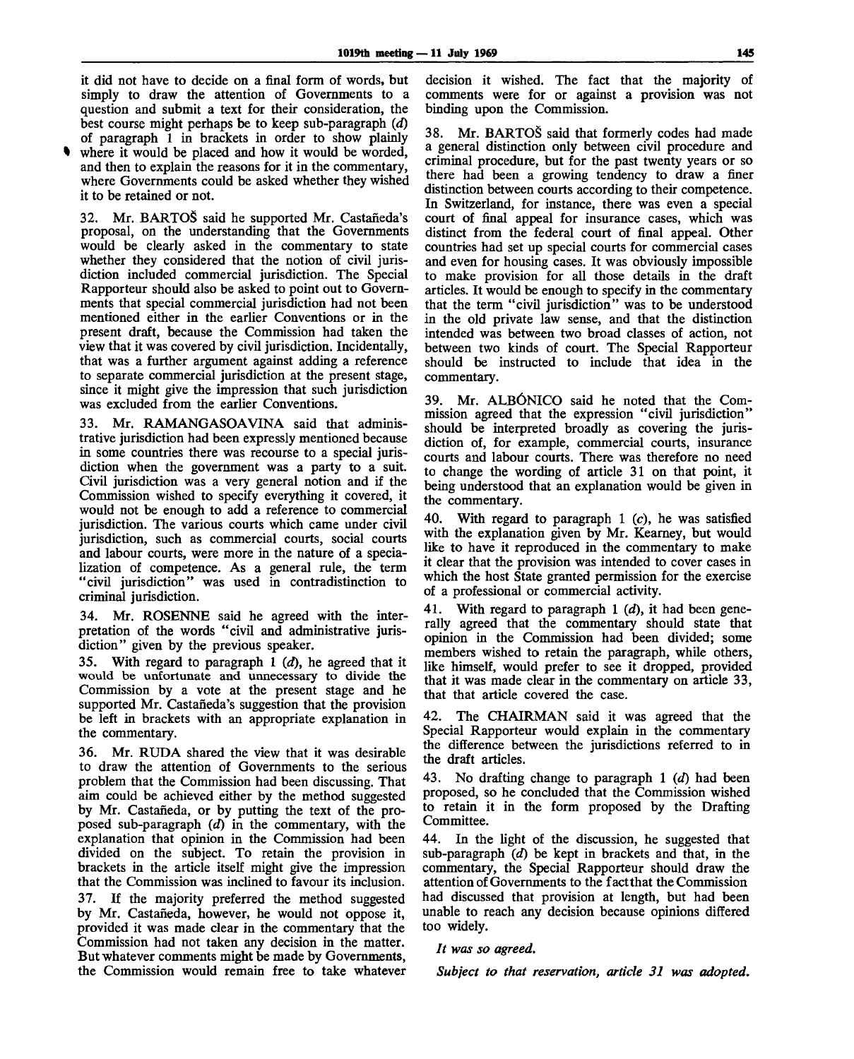it did not have to decide on a final form of words, but simply to draw the attention of Governments to a question and submit a text for their consideration, the best course might perhaps be to keep sub-paragraph (*d*) of paragraph 1 in brackets in order to show plainly where it would be placed and how it would be worded, and then to explain the reasons for it in the commentary, where Governments could be asked whether they wished it to be retained or not.

32. Mr. BARTOŠ said he supported Mr. Castañeda's proposal, on the understanding that the Governments would be clearly asked in the commentary to state whether they considered that the notion of civil jurisdiction included commercial jurisdiction. The Special Rapporteur should also be asked to point out to Governments that special commercial jurisdiction had not been mentioned either in the earlier Conventions or in the present draft, because the Commission had taken the view that it was covered by civil jurisdiction. Incidentally, that was a further argument against adding a reference to separate commercial jurisdiction at the present stage, since it might give the impression that such jurisdiction was excluded from the earlier Conventions.

33. Mr. RAMANGASOAVINA said that administrative jurisdiction had been expressly mentioned because in some countries there was recourse to a special jurisdiction when the government was a party to a suit. Civil jurisdiction was a very general notion and if the Commission wished to specify everything it covered, it would not be enough to add a reference to commercial jurisdiction. The various courts which came under civil jurisdiction, such as commercial courts, social courts and labour courts, were more in the nature of a specialization of competence. As a general rule, the term "civil jurisdiction" was used in contradistinction to criminal jurisdiction.

34. Mr. ROSENNE said he agreed with the interpretation of the words "civil and administrative jurisdiction" given by the previous speaker.

35. With regard to paragraph 1 (*d*), he agreed that it would be unfortunate and unnecessary to divide the Commission by a vote at the present stage and he supported Mr. Castañeda's suggestion that the provision be left in brackets with an appropriate explanation in the commentary.

36. Mr. RUDA shared the view that it was desirable to draw the attention of Governments to the serious problem that the Commission had been discussing. That aim could be achieved either by the method suggested by Mr. Castañeda, or by putting the text of the proposed sub-paragraph (*d*) in the commentary, with the explanation that opinion in the Commission had been divided on the subject. To retain the provision in brackets in the article itself might give the impression that the Commission was inclined to favour its inclusion.

37. If the majority preferred the method suggested by Mr. Castañeda, however, he would not oppose it, provided it was made clear in the commentary that the Commission had not taken any decision in the matter. But whatever comments might be made by Governments, the Commission would remain free to take whatever decision it wished. The fact that the majority of comments were for or against a provision was not binding upon the Commission.

38. Mr. BARTOŠ said that formerly codes had made a general distinction only between civil procedure and criminal procedure, but for the past twenty years or so there had been a growing tendency to draw a finer distinction between courts according to their competence. In Switzerland, for instance, there was even a special court of final appeal for insurance cases, which was distinct from the federal court of final appeal. Other countries had set up special courts for commercial cases and even for housing cases. It was obviously impossible to make provision for all those details in the draft articles. It would be enough to specify in the commentary that the term "civil jurisdiction" was to be understood in the old private law sense, and that the distinction intended was between two broad classes of action, not between two kinds of court. The Special Rapporteur should be instructed to include that idea in the commentary.

39. Mr. ALBÓNICO said he noted that the Commission agreed that the expression "civil jurisdiction" should be interpreted broadly as covering the jurisdiction of, for example, commercial courts, insurance courts and labour courts. There was therefore no need to change the wording of article 31 on that point, it being understood that an explanation would be given in the commentary.

40. With regard to paragraph 1 (*c*), he was satisfied with the explanation given by Mr. Kearney, but would like to have it reproduced in the commentary to make it clear that the provision was intended to cover cases in which the host State granted permission for the exercise of a professional or commercial activity.

41. With regard to paragraph 1 (*d*), it had been generally agreed that the commentary should state that opinion in the Commission had been divided; some members wished to retain the paragraph, while others, like himself, would prefer to see it dropped, provided that it was made clear in the commentary on article 33, that that article covered the case.

42. The CHAIRMAN said it was agreed that the Special Rapporteur would explain in the commentary the difference between the jurisdictions referred to in the draft articles.

43. No drafting change to paragraph 1 (*d*) had been proposed, so he concluded that the Commission wished to retain it in the form proposed by the Drafting Committee.

44. In the light of the discussion, he suggested that sub-paragraph (*d*) be kept in brackets and that, in the commentary, the Special Rapporteur should draw the attention of Governments to the fact that the Commission had discussed that provision at length, but had been unable to reach any decision because opinions differed too widely.

*It was so agreed.*

*Subject to that reservation, article 31 was adopted.*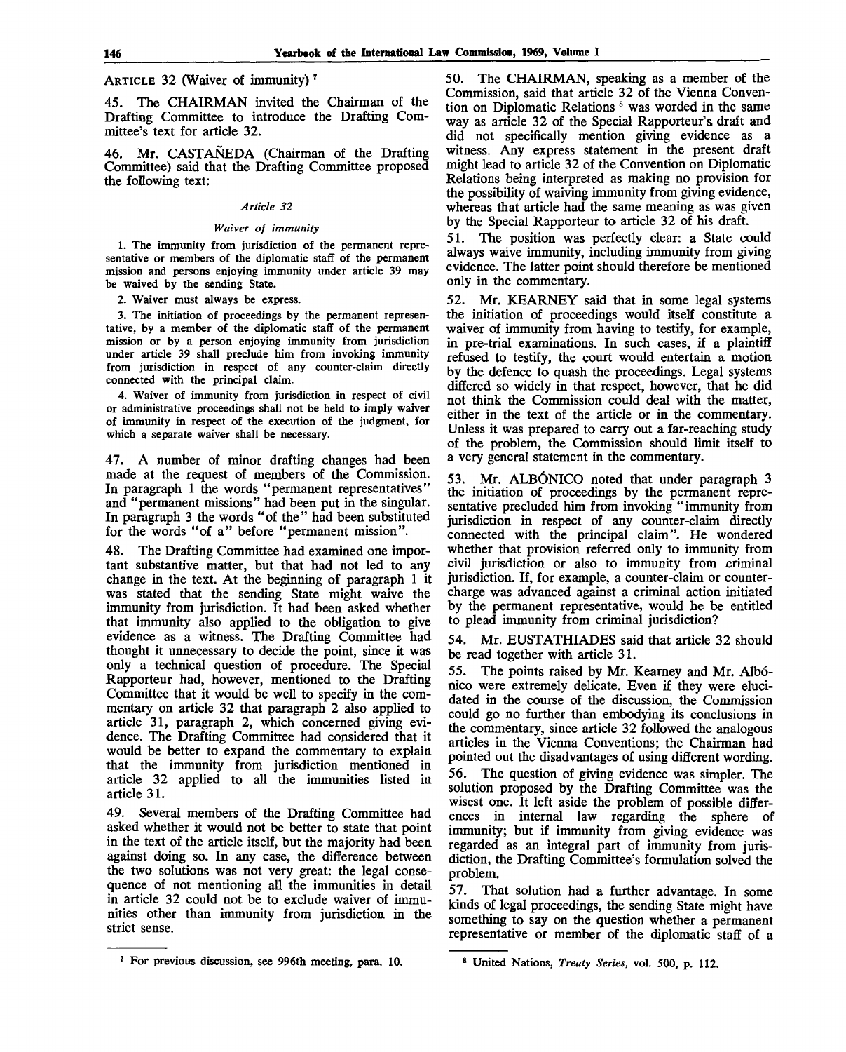ARTICLE 32 (Waiver of immunity) [7]

45. The CHAIRMAN invited the Chairman of the Drafting Committee to introduce the Drafting Committee's text for article 32.

46. Mr. CASTAÑEDA (Chairman of the Drafting Committee) said that the Drafting Committee proposed the following text:

*Article 32*

*Waiver of immunity*

1. The immunity from jurisdiction of the permanent representative or members of the diplomatic staff of the permanent mission and persons enjoying immunity under article 39 may be waived by the sending State.

2. Waiver must always be express.

3. The initiation of proceedings by the permanent representative, by a member of the diplomatic staff of the permanent mission or by a person enjoying immunity from jurisdiction under article 39 shall preclude him from invoking immunity from jurisdiction in respect of any counter-claim directly connected with the principal claim.

4. Waiver of immunity from jurisdiction in respect of civil or administrative proceedings shall not be held to imply waiver of immunity in respect of the execution of the judgment, for which a separate waiver shall be necessary.

47. A number of minor drafting changes had been made at the request of members of the Commission. In paragraph 1 the words "permanent representatives" and "permanent missions" had been put in the singular. In paragraph 3 the words "of the" had been substituted for the words "of a" before "permanent mission".

48. The Drafting Committee had examined one important substantive matter, but that had not led to any change in the text. At the beginning of paragraph 1 it was stated that the sending State might waive the immunity from jurisdiction. It had been asked whether that immunity also applied to the obligation to give evidence as a witness. The Drafting Committee had thought it unnecessary to decide the point, since it was only a technical question of procedure. The Special Rapporteur had, however, mentioned to the Drafting Committee that it would be well to specify in the commentary on article 32 that paragraph 2 also applied to article 31, paragraph 2, which concerned giving evidence. The Drafting Committee had considered that it would be better to expand the commentary to explain that the immunity from jurisdiction mentioned in article 32 applied to all the immunities listed in article 31.

49. Several members of the Drafting Committee had asked whether it would not be better to state that point in the text of the article itself, but the majority had been against doing so. In any case, the difference between the two solutions was not very great: the legal consequence of not mentioning all the immunities in detail in article 32 could not be to exclude waiver of immunities other than immunity from jurisdiction in the strict sense.

50. The CHAIRMAN, speaking as a member of the Commission, said that article 32 of the Vienna Convention on Diplomatic Relations [8] was worded in the same way as article 32 of the Special Rapporteur's draft and did not specifically mention giving evidence as a witness. Any express statement in the present draft might lead to article 32 of the Convention on Diplomatic Relations being interpreted as making no provision for the possibility of waiving immunity from giving evidence, whereas that article had the same meaning as was given by the Special Rapporteur to article 32 of his draft.

51. The position was perfectly clear: a State could always waive immunity, including immunity from giving evidence. The latter point should therefore be mentioned only in the commentary.

52. Mr. KEARNEY said that in some legal systems the initiation of proceedings would itself constitute a waiver of immunity from having to testify, for example, in pre-trial examinations. In such cases, if a plaintiff refused to testify, the court would entertain a motion by the defence to quash the proceedings. Legal systems differed so widely in that respect, however, that he did not think the Commission could deal with the matter, either in the text of the article or in the commentary. Unless it was prepared to carry out a far-reaching study of the problem, the Commission should limit itself to a very general statement in the commentary.

53. Mr. ALBÓNICO noted that under paragraph 3 the initiation of proceedings by the permanent representative precluded him from invoking "immunity from jurisdiction in respect of any counter-claim directly connected with the principal claim". He wondered whether that provision referred only to immunity from civil jurisdiction or also to immunity from criminal jurisdiction. If, for example, a counter-claim or counter-charge was advanced against a criminal action initiated by the permanent representative, would he be entitled to plead immunity from criminal jurisdiction?

54. Mr. EUSTATHIADES said that article 32 should be read together with article 31.

55. The points raised by Mr. Kearney and Mr. Albónico were extremely delicate. Even if they were elucidated in the course of the discussion, the Commission could go no further than embodying its conclusions in the commentary, since article 32 followed the analogous articles in the Vienna Conventions; the Chairman had pointed out the disadvantages of using different wording.

56. The question of giving evidence was simpler. The solution proposed by the Drafting Committee was the wisest one. It left aside the problem of possible differences in internal law regarding the sphere of immunity; but if immunity from giving evidence was regarded as an integral part of immunity from jurisdiction, the Drafting Committee's formulation solved the problem.

57. That solution had a further advantage. In some kinds of legal proceedings, the sending State might have something to say on the question whether a permanent representative or member of the diplomatic staff of a

---

[7] For previous discussion, see 996th meeting, para. 10.

[8] United Nations, *Treaty Series*, vol. 500, p. 112.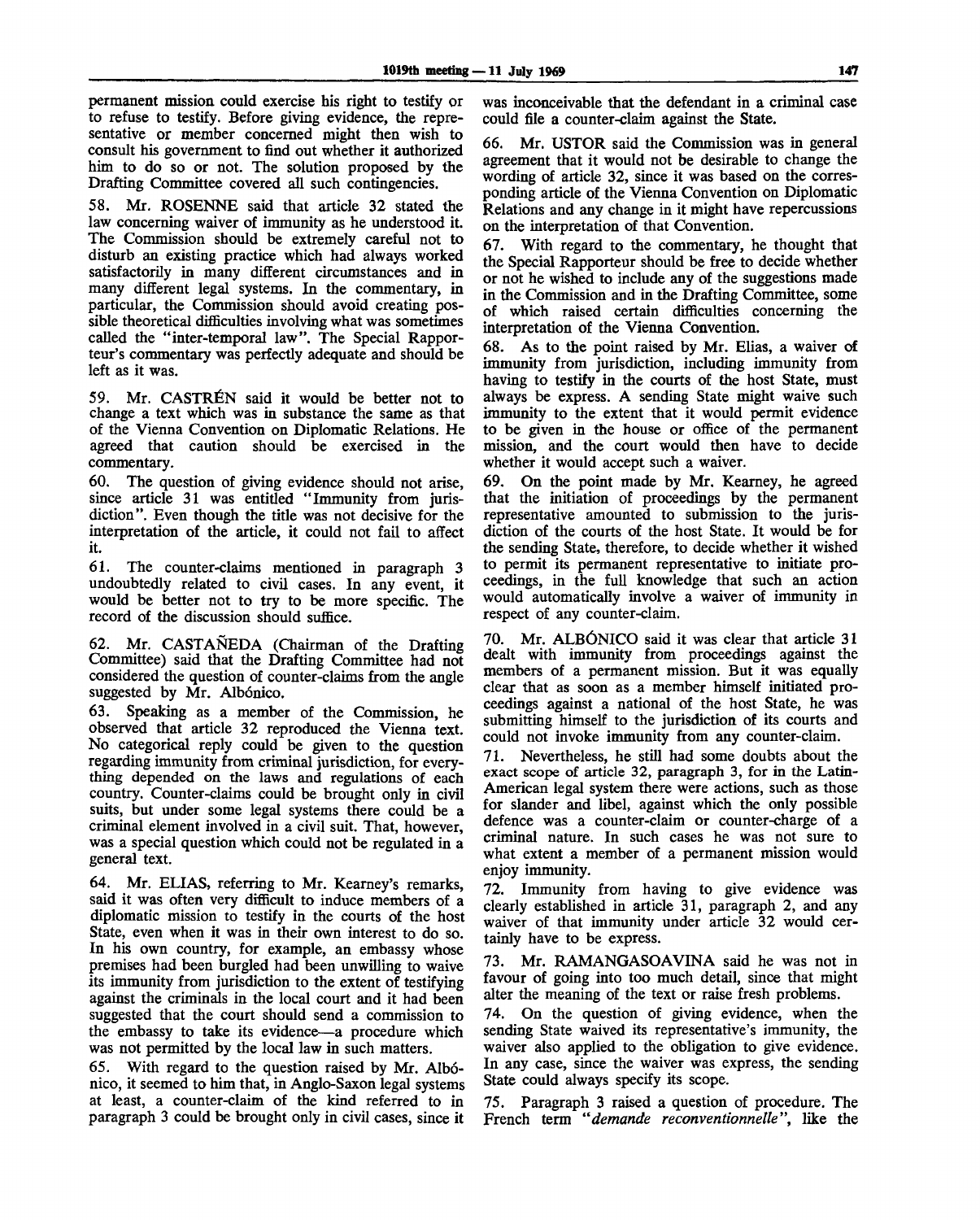permanent mission could exercise his right to testify or to refuse to testify. Before giving evidence, the representative or member concerned might then wish to consult his government to find out whether it authorized him to do so or not. The solution proposed by the Drafting Committee covered all such contingencies.

58. Mr. ROSENNE said that article 32 stated the law concerning waiver of immunity as he understood it. The Commission should be extremely careful not to disturb an existing practice which had always worked satisfactorily in many different circumstances and in many different legal systems. In the commentary, in particular, the Commission should avoid creating possible theoretical difficulties involving what was sometimes called the "inter-temporal law". The Special Rapporteur's commentary was perfectly adequate and should be left as it was.

59. Mr. CASTRÉN said it would be better not to change a text which was in substance the same as that of the Vienna Convention on Diplomatic Relations. He agreed that caution should be exercised in the commentary.

60. The question of giving evidence should not arise, since article 31 was entitled "Immunity from jurisdiction". Even though the title was not decisive for the interpretation of the article, it could not fail to affect it.

61. The counter-claims mentioned in paragraph 3 undoubtedly related to civil cases. In any event, it would be better not to try to be more specific. The record of the discussion should suffice.

62. Mr. CASTAÑEDA (Chairman of the Drafting Committee) said that the Drafting Committee had not considered the question of counter-claims from the angle suggested by Mr. Albónico.

63. Speaking as a member of the Commission, he observed that article 32 reproduced the Vienna text. No categorical reply could be given to the question regarding immunity from criminal jurisdiction, for everything depended on the laws and regulations of each country. Counter-claims could be brought only in civil suits, but under some legal systems there could be a criminal element involved in a civil suit. That, however, was a special question which could not be regulated in a general text.

64. Mr. ELIAS, referring to Mr. Kearney's remarks, said it was often very difficult to induce members of a diplomatic mission to testify in the courts of the host State, even when it was in their own interest to do so. In his own country, for example, an embassy whose premises had been burgled had been unwilling to waive its immunity from jurisdiction to the extent of testifying against the criminals in the local court and it had been suggested that the court should send a commission to the embassy to take its evidence—a procedure which was not permitted by the local law in such matters.

65. With regard to the question raised by Mr. Albónico, it seemed to him that, in Anglo-Saxon legal systems at least, a counter-claim of the kind referred to in paragraph 3 could be brought only in civil cases, since it was inconceivable that the defendant in a criminal case could file a counter-claim against the State.

66. Mr. USTOR said the Commission was in general agreement that it would not be desirable to change the wording of article 32, since it was based on the corresponding article of the Vienna Convention on Diplomatic Relations and any change in it might have repercussions on the interpretation of that Convention.

67. With regard to the commentary, he thought that the Special Rapporteur should be free to decide whether or not he wished to include any of the suggestions made in the Commission and in the Drafting Committee, some of which raised certain difficulties concerning the interpretation of the Vienna Convention.

68. As to the point raised by Mr. Elias, a waiver of immunity from jurisdiction, including immunity from having to testify in the courts of the host State, must always be express. A sending State might waive such immunity to the extent that it would permit evidence to be given in the house or office of the permanent mission, and the court would then have to decide whether it would accept such a waiver.

69. On the point made by Mr. Kearney, he agreed that the initiation of proceedings by the permanent representative amounted to submission to the jurisdiction of the courts of the host State. It would be for the sending State, therefore, to decide whether it wished to permit its permanent representative to initiate proceedings, in the full knowledge that such an action would automatically involve a waiver of immunity in respect of any counter-claim.

70. Mr. ALBÓNICO said it was clear that article 31 dealt with immunity from proceedings against the members of a permanent mission. But it was equally clear that as soon as a member himself initiated proceedings against a national of the host State, he was submitting himself to the jurisdiction of its courts and could not invoke immunity from any counter-claim.

71. Nevertheless, he still had some doubts about the exact scope of article 32, paragraph 3, for in the Latin-American legal system there were actions, such as those for slander and libel, against which the only possible defence was a counter-claim or counter-charge of a criminal nature. In such cases he was not sure to what extent a member of a permanent mission would enjoy immunity.

72. Immunity from having to give evidence was clearly established in article 31, paragraph 2, and any waiver of that immunity under article 32 would certainly have to be express.

73. Mr. RAMANGASOAVINA said he was not in favour of going into too much detail, since that might alter the meaning of the text or raise fresh problems.

74. On the question of giving evidence, when the sending State waived its representative's immunity, the waiver also applied to the obligation to give evidence. In any case, since the waiver was express, the sending State could always specify its scope.

75. Paragraph 3 raised a question of procedure. The French term "*demande reconventionnelle*", like the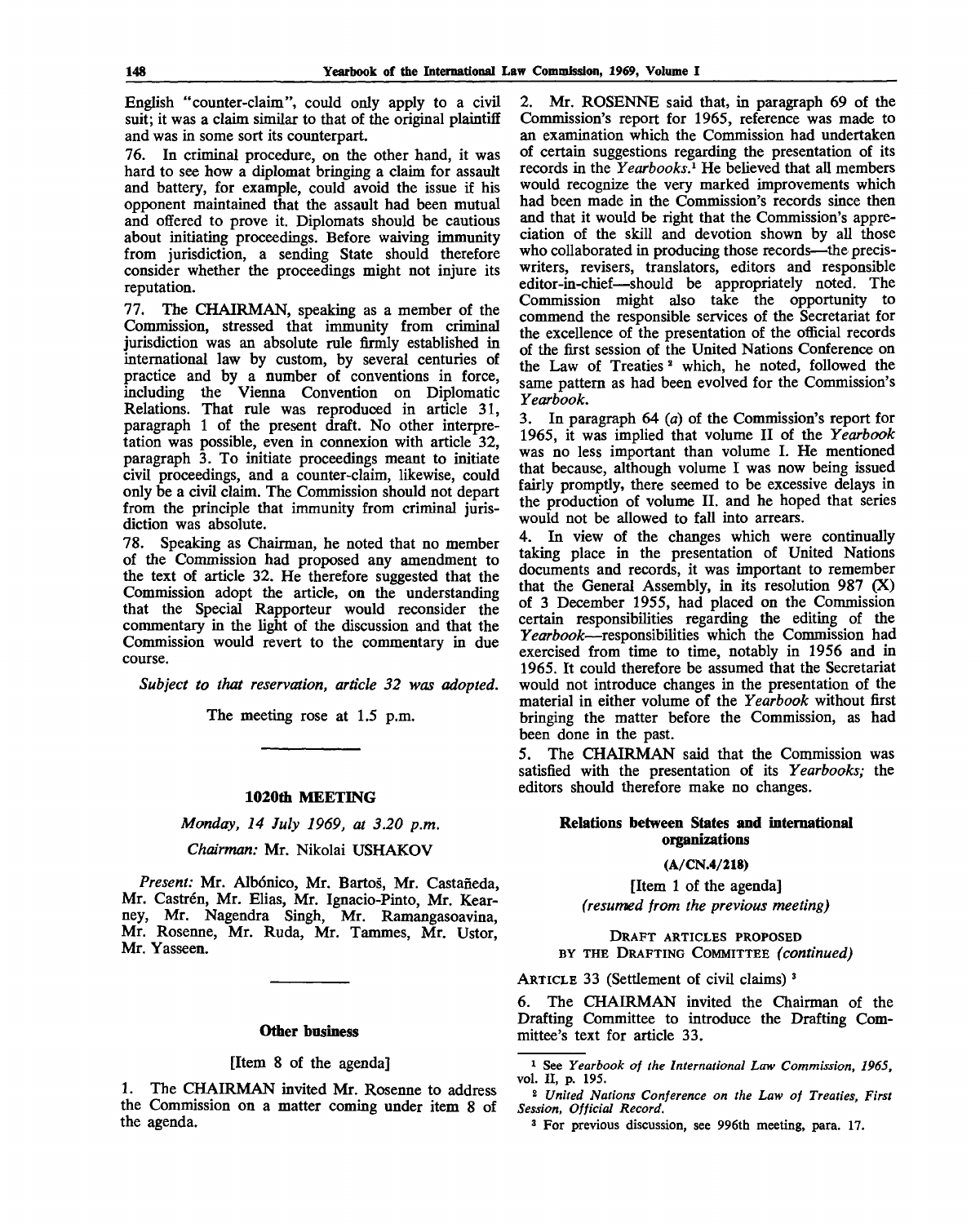English "counter-claim", could only apply to a civil suit; it was a claim similar to that of the original plaintiff and was in some sort its counterpart.

76. In criminal procedure, on the other hand, it was hard to see how a diplomat bringing a claim for assault and battery, for example, could avoid the issue if his opponent maintained that the assault had been mutual and offered to prove it. Diplomats should be cautious about initiating proceedings. Before waiving immunity from jurisdiction, a sending State should therefore consider whether the proceedings might not injure its reputation.

77. The CHAIRMAN, speaking as a member of the Commission, stressed that immunity from criminal jurisdiction was an absolute rule firmly established in international law by custom, by several centuries of practice and by a number of conventions in force, including the Vienna Convention on Diplomatic Relations. That rule was reproduced in article 31, paragraph 1 of the present draft. No other interpretation was possible, even in connexion with article 32, paragraph 3. To initiate proceedings meant to initiate civil proceedings, and a counter-claim, likewise, could only be a civil claim. The Commission should not depart from the principle that immunity from criminal jurisdiction was absolute.

78. Speaking as Chairman, he noted that no member of the Commission had proposed any amendment to the text of article 32. He therefore suggested that the Commission adopt the article, on the understanding that the Special Rapporteur would reconsider the commentary in the light of the discussion and that the Commission would revert to the commentary in due course.

*Subject to that reservation, article 32 was adopted.*

The meeting rose at 1.5 p.m.

---

## 1020th MEETING

*Monday, 14 July 1969, at 3.20 p.m.*

*Chairman:* Mr. Nikolai USHAKOV

*Present:* Mr. Albónico, Mr. Bartoš, Mr. Castañeda, Mr. Castrén, Mr. Elias, Mr. Ignacio-Pinto, Mr. Kearney, Mr. Nagendra Singh, Mr. Ramangasoavina, Mr. Rosenne, Mr. Ruda, Mr. Tammes, Mr. Ustor, Mr. Yasseen.

---

### Other business

[Item 8 of the agenda]

1. The CHAIRMAN invited Mr. Rosenne to address the Commission on a matter coming under item 8 of the agenda.

2. Mr. ROSENNE said that, in paragraph 69 of the Commission's report for 1965, reference was made to an examination which the Commission had undertaken of certain suggestions regarding the presentation of its records in the *Yearbooks.*[1] He believed that all members would recognize the very marked improvements which had been made in the Commission's records since then and that it would be right that the Commission's appreciation of the skill and devotion shown by all those who collaborated in producing those records—the precis-writers, revisers, translators, editors and responsible editor-in-chief—should be appropriately noted. The Commission might also take the opportunity to commend the responsible services of the Secretariat for the excellence of the presentation of the official records of the first session of the United Nations Conference on the Law of Treaties [2] which, he noted, followed the same pattern as had been evolved for the Commission's *Yearbook.*

3. In paragraph 64 (*a*) of the Commission's report for 1965, it was implied that volume II of the *Yearbook* was no less important than volume I. He mentioned that because, although volume I was now being issued fairly promptly, there seemed to be excessive delays in the production of volume II. and he hoped that series would not be allowed to fall into arrears.

4. In view of the changes which were continually taking place in the presentation of United Nations documents and records, it was important to remember that the General Assembly, in its resolution 987 (X) of 3 December 1955, had placed on the Commission certain responsibilities regarding the editing of the *Yearbook*—responsibilities which the Commission had exercised from time to time, notably in 1956 and in 1965. It could therefore be assumed that the Secretariat would not introduce changes in the presentation of the material in either volume of the *Yearbook* without first bringing the matter before the Commission, as had been done in the past.

5. The CHAIRMAN said that the Commission was satisfied with the presentation of its *Yearbooks;* the editors should therefore make no changes.

### Relations between States and international organizations

**(A/CN.4/218)**

[Item 1 of the agenda]

*(resumed from the previous meeting)*

DRAFT ARTICLES PROPOSED BY THE DRAFTING COMMITTEE *(continued)*

ARTICLE 33 (Settlement of civil claims) [3]

6. The CHAIRMAN invited the Chairman of the Drafting Committee to introduce the Drafting Committee's text for article 33.

---

[1] See *Yearbook of the International Law Commission, 1965,* vol. II, p. 195.

[2] *United Nations Conference on the Law of Treaties, First Session, Official Record.*

[3] For previous discussion, see 996th meeting, para. 17.